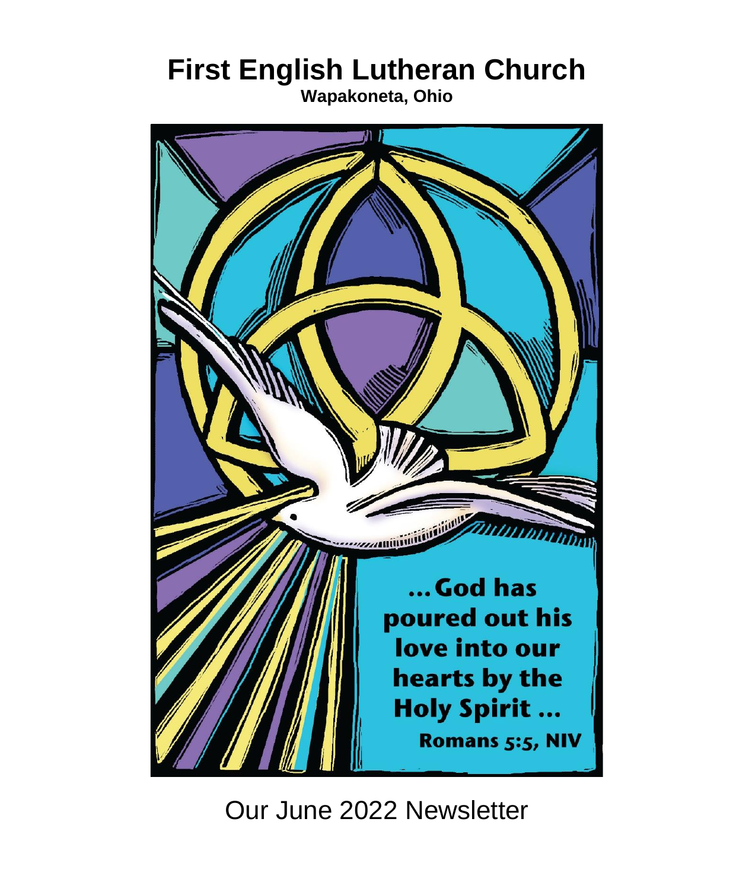# First English Lutheran Church

**Wapakoneta, Ohio**

...God has poured out his love into our hearts by the Holy Spirit ...

Romans 5:5, NIV

Our June 2022 Newsletter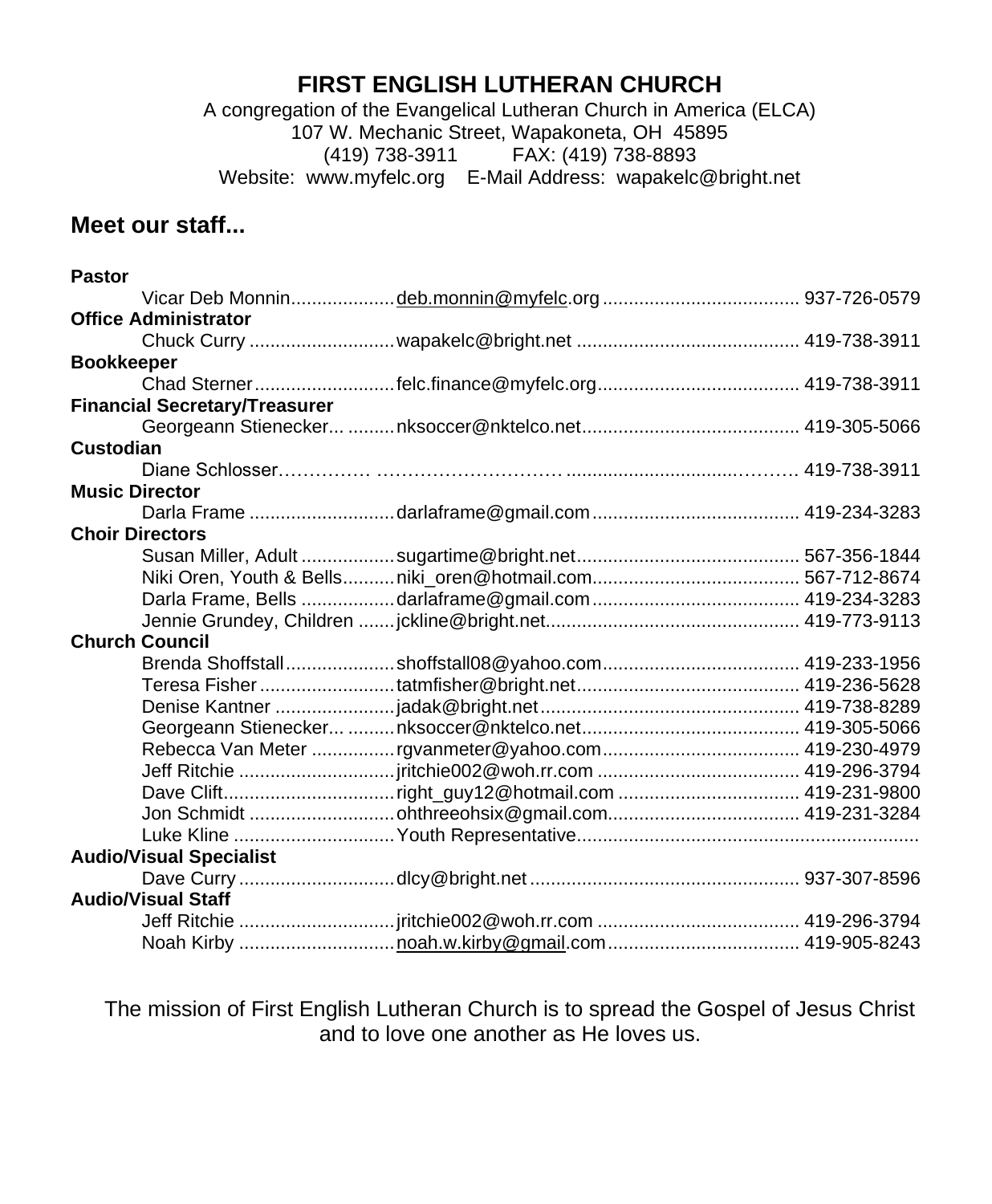# FIRST ENGLISH LUTHERAN CHURCH

A congregation of the Evangelical Lutheran Church in America (ELCA)
107 W. Mechanic Street, Wapakoneta, OH 45895
(419) 738-3911 FAX: (419) 738-8893
Website: www.myfelc.org E-Mail Address: wapakelc@bright.net

## Meet our staff...

**Pastor**

Vicar Deb Monnin.................... deb.monnin@myfelc.org ...................................... 937-726-0579

**Office Administrator**

Chuck Curry ............................ wapakelc@bright.net ........................................... 419-738-3911

**Bookkeeper**

Chad Sterner............................ felc.finance@myfelc.org....................................... 419-738-3911

**Financial Secretary/Treasurer**

Georgeann Stienecker... ......... nksoccer@nktelco.net.......................................... 419-305-5066

**Custodian**

Diane Schlosser…………… ………………………….............................……… 419-738-3911

**Music Director**

Darla Frame ............................ darlaframe@gmail.com........................................ 419-234-3283

**Choir Directors**

Susan Miller, Adult .................. sugartime@bright.net........................................... 567-356-1844
Niki Oren, Youth & Bells.......... niki_oren@hotmail.com........................................ 567-712-8674
Darla Frame, Bells .................. darlaframe@gmail.com........................................ 419-234-3283
Jennie Grundey, Children ....... jckline@bright.net................................................. 419-773-9113

**Church Council**

Brenda Shoffstall..................... shoffstall08@yahoo.com...................................... 419-233-1956
Teresa Fisher.......................... tatmfisher@bright.net........................................... 419-236-5628
Denise Kantner ....................... jadak@bright.net.................................................. 419-738-8289
Georgeann Stienecker... ......... nksoccer@nktelco.net.......................................... 419-305-5066
Rebecca Van Meter ................ rgvanmeter@yahoo.com...................................... 419-230-4979
Jeff Ritchie .............................. jritchie002@woh.rr.com ....................................... 419-296-3794
Dave Clift................................. right_guy12@hotmail.com ................................... 419-231-9800
Jon Schmidt ............................ ohthreeohsix@gmail.com..................................... 419-231-3284
Luke Kline ............................... Youth Representative..................................................................

**Audio/Visual Specialist**

Dave Curry .............................. dlcy@bright.net .................................................... 937-307-8596

**Audio/Visual Staff**

Jeff Ritchie .............................. jritchie002@woh.rr.com ....................................... 419-296-3794
Noah Kirby .............................. noah.w.kirby@gmail.com..................................... 419-905-8243

The mission of First English Lutheran Church is to spread the Gospel of Jesus Christ and to love one another as He loves us.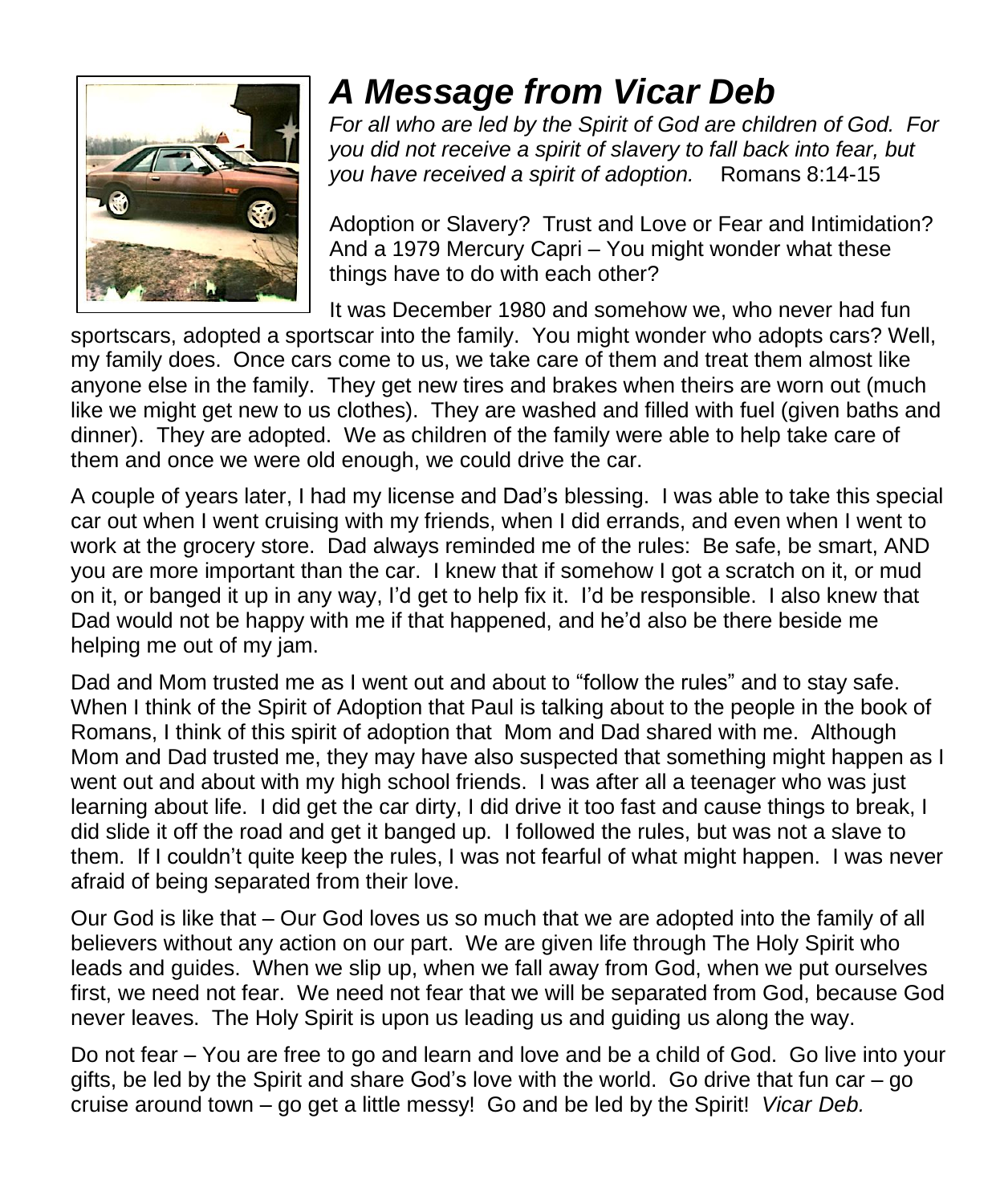# *A Message from Vicar Deb*

*For all who are led by the Spirit of God are children of God. For you did not receive a spirit of slavery to fall back into fear, but you have received a spirit of adoption.* Romans 8:14-15

Adoption or Slavery? Trust and Love or Fear and Intimidation? And a 1979 Mercury Capri – You might wonder what these things have to do with each other?

It was December 1980 and somehow we, who never had fun sportscars, adopted a sportscar into the family. You might wonder who adopts cars? Well, my family does. Once cars come to us, we take care of them and treat them almost like anyone else in the family. They get new tires and brakes when theirs are worn out (much like we might get new to us clothes). They are washed and filled with fuel (given baths and dinner). They are adopted. We as children of the family were able to help take care of them and once we were old enough, we could drive the car.

A couple of years later, I had my license and Dad's blessing. I was able to take this special car out when I went cruising with my friends, when I did errands, and even when I went to work at the grocery store. Dad always reminded me of the rules: Be safe, be smart, AND you are more important than the car. I knew that if somehow I got a scratch on it, or mud on it, or banged it up in any way, I'd get to help fix it. I'd be responsible. I also knew that Dad would not be happy with me if that happened, and he'd also be there beside me helping me out of my jam.

Dad and Mom trusted me as I went out and about to "follow the rules" and to stay safe. When I think of the Spirit of Adoption that Paul is talking about to the people in the book of Romans, I think of this spirit of adoption that Mom and Dad shared with me. Although Mom and Dad trusted me, they may have also suspected that something might happen as I went out and about with my high school friends. I was after all a teenager who was just learning about life. I did get the car dirty, I did drive it too fast and cause things to break, I did slide it off the road and get it banged up. I followed the rules, but was not a slave to them. If I couldn't quite keep the rules, I was not fearful of what might happen. I was never afraid of being separated from their love.

Our God is like that – Our God loves us so much that we are adopted into the family of all believers without any action on our part. We are given life through The Holy Spirit who leads and guides. When we slip up, when we fall away from God, when we put ourselves first, we need not fear. We need not fear that we will be separated from God, because God never leaves. The Holy Spirit is upon us leading us and guiding us along the way.

Do not fear – You are free to go and learn and love and be a child of God. Go live into your gifts, be led by the Spirit and share God's love with the world. Go drive that fun car – go cruise around town – go get a little messy! Go and be led by the Spirit! *Vicar Deb.*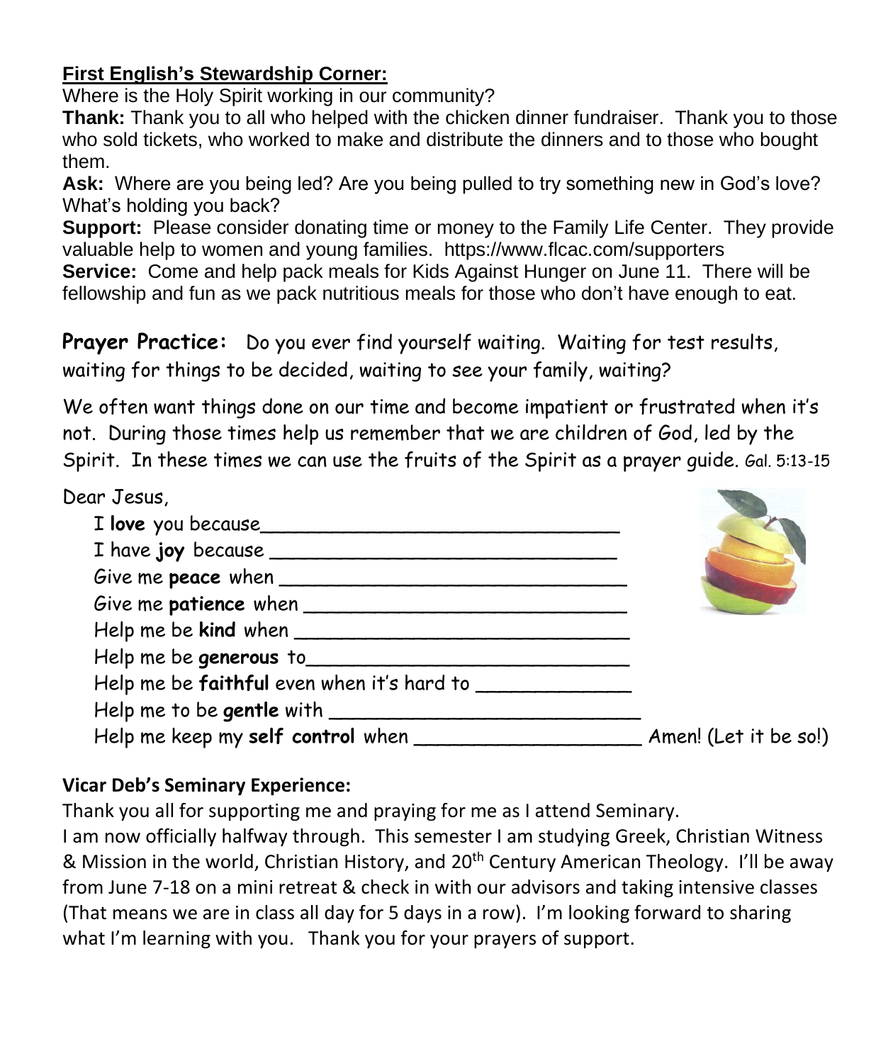**First English's Stewardship Corner:**

Where is the Holy Spirit working in our community?

**Thank:** Thank you to all who helped with the chicken dinner fundraiser. Thank you to those who sold tickets, who worked to make and distribute the dinners and to those who bought them.

**Ask:** Where are you being led? Are you being pulled to try something new in God's love? What's holding you back?

**Support:** Please consider donating time or money to the Family Life Center. They provide valuable help to women and young families. https://www.flcac.com/supporters

**Service:** Come and help pack meals for Kids Against Hunger on June 11. There will be fellowship and fun as we pack nutritious meals for those who don't have enough to eat.

**Prayer Practice:** Do you ever find yourself waiting. Waiting for test results, waiting for things to be decided, waiting to see your family, waiting?

We often want things done on our time and become impatient or frustrated when it's not. During those times help us remember that we are children of God, led by the Spirit. In these times we can use the fruits of the Spirit as a prayer guide. Gal. 5:13-15

Dear Jesus,

I **love** you because_______________________________

I have **joy** because _______________________________

Give me **peace** when _______________________________

Give me **patience** when ____________________________

Help me be **kind** when _____________________________

Help me be **generous** to____________________________

Help me be **faithful** even when it's hard to _____________

Help me to be **gentle** with ___________________________

Help me keep my **self control** when ___________________ Amen! (Let it be so!)

**Vicar Deb's Seminary Experience:**

Thank you all for supporting me and praying for me as I attend Seminary.

I am now officially halfway through. This semester I am studying Greek, Christian Witness & Mission in the world, Christian History, and 20th Century American Theology. I'll be away from June 7-18 on a mini retreat & check in with our advisors and taking intensive classes (That means we are in class all day for 5 days in a row). I'm looking forward to sharing what I'm learning with you. Thank you for your prayers of support.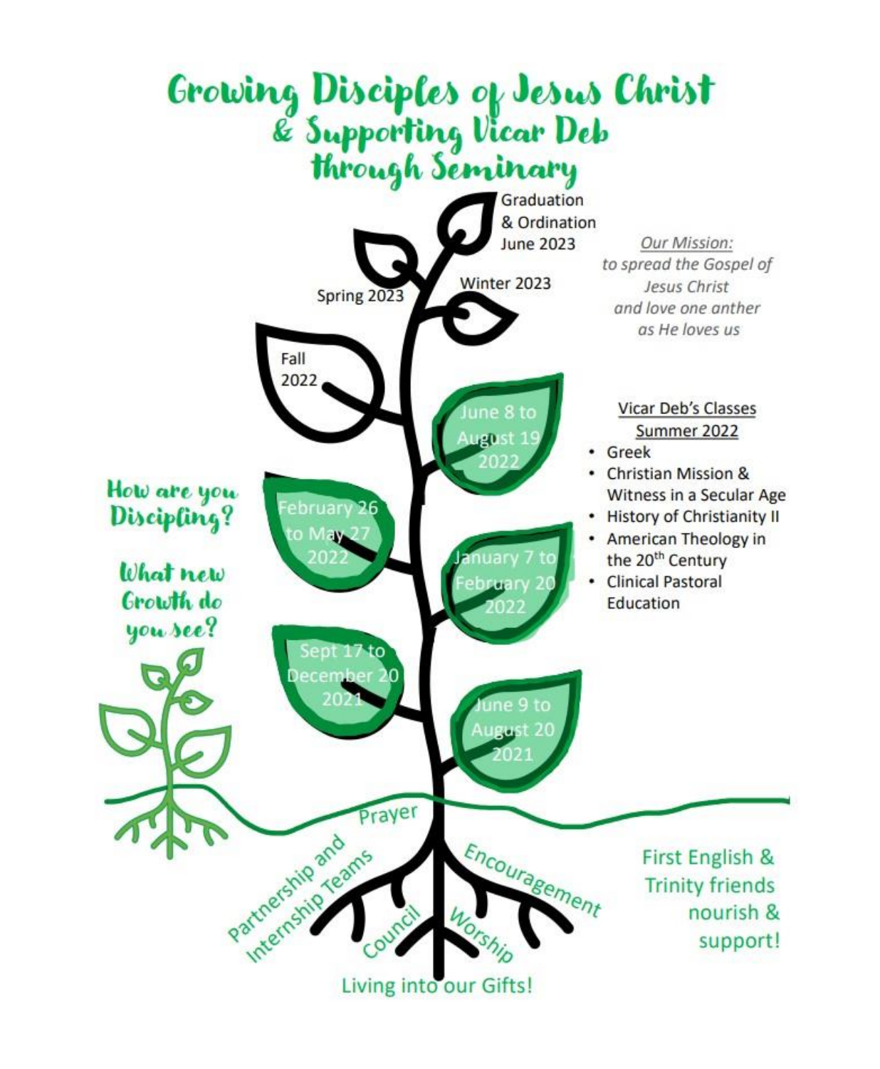# Growing Disciples of Jesus Christ & Supporting Vicar Deb through Seminary

*Our Mission:*
*to spread the Gospel of Jesus Christ and love one anther as He loves us*

Graduation & Ordination June 2023

Winter 2023

Spring 2023

Fall 2022

June 8 to August 19 2022

February 26 to May 27 2022

January 7 to February 20 2022

Sept 17 to December 20 2021

June 9 to August 20 2021

**Vicar Deb's Classes Summer 2022**

- Greek
- Christian Mission & Witness in a Secular Age
- History of Christianity II
- American Theology in the 20th Century
- Clinical Pastoral Education

**How are you Discipling?**

**What new Growth do you see?**

Prayer

Partnership and Internship Teams

Council

Worship

Encouragement

Living into our Gifts!

First English & Trinity friends nourish & support!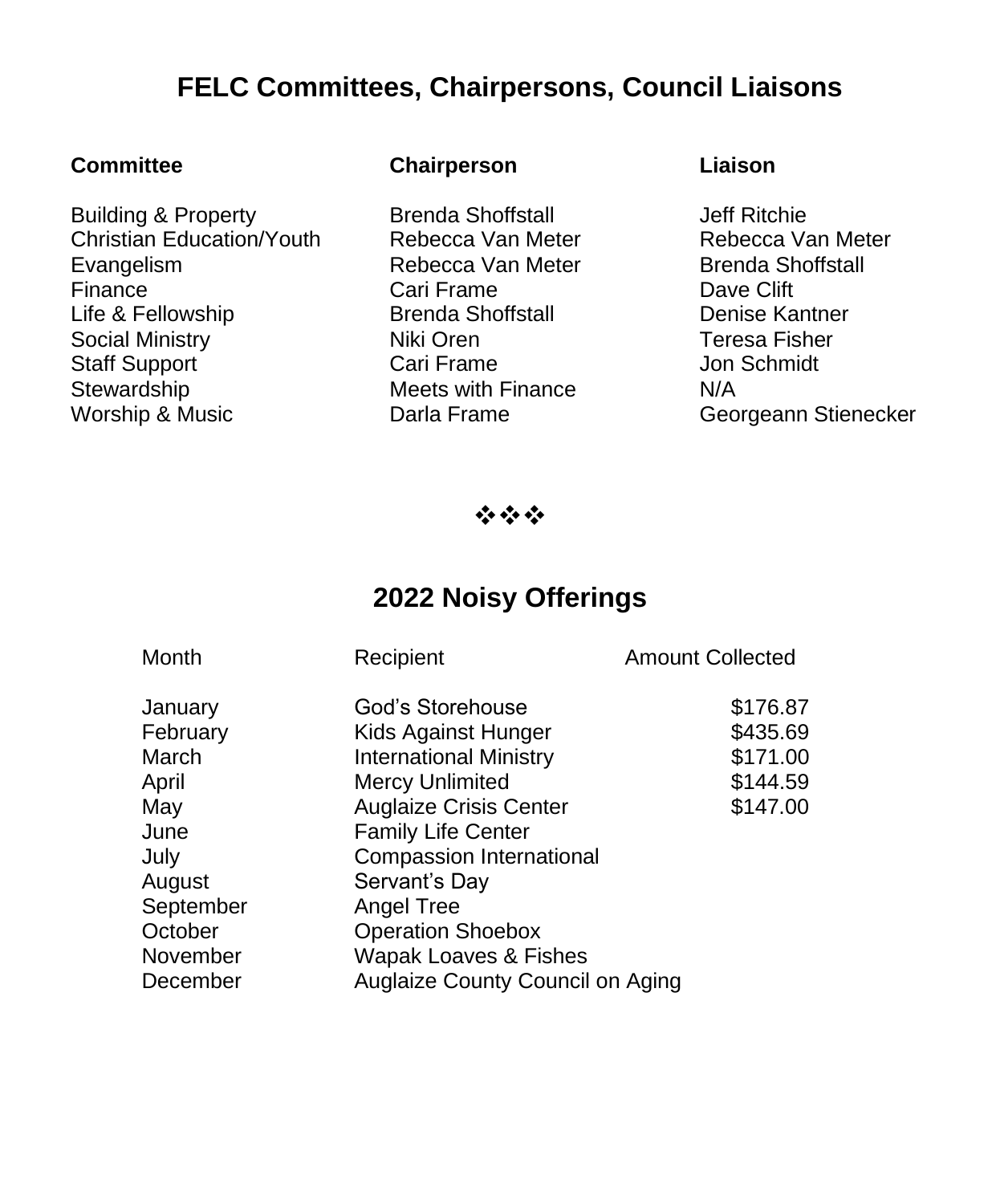# FELC Committees, Chairpersons, Council Liaisons

| Committee | Chairperson | Liaison |
| --- | --- | --- |
| Building & Property | Brenda Shoffstall | Jeff Ritchie |
| Christian Education/Youth | Rebecca Van Meter | Rebecca Van Meter |
| Evangelism | Rebecca Van Meter | Brenda Shoffstall |
| Finance | Cari Frame | Dave Clift |
| Life & Fellowship | Brenda Shoffstall | Denise Kantner |
| Social Ministry | Niki Oren | Teresa Fisher |
| Staff Support | Cari Frame | Jon Schmidt |
| Stewardship | Meets with Finance | N/A |
| Worship & Music | Darla Frame | Georgeann Stienecker |

❖❖❖

# 2022 Noisy Offerings

| Month | Recipient | Amount Collected |
| --- | --- | --- |
| January | God's Storehouse | $176.87 |
| February | Kids Against Hunger | $435.69 |
| March | International Ministry | $171.00 |
| April | Mercy Unlimited | $144.59 |
| May | Auglaize Crisis Center | $147.00 |
| June | Family Life Center | |
| July | Compassion International | |
| August | Servant's Day | |
| September | Angel Tree | |
| October | Operation Shoebox | |
| November | Wapak Loaves & Fishes | |
| December | Auglaize County Council on Aging | |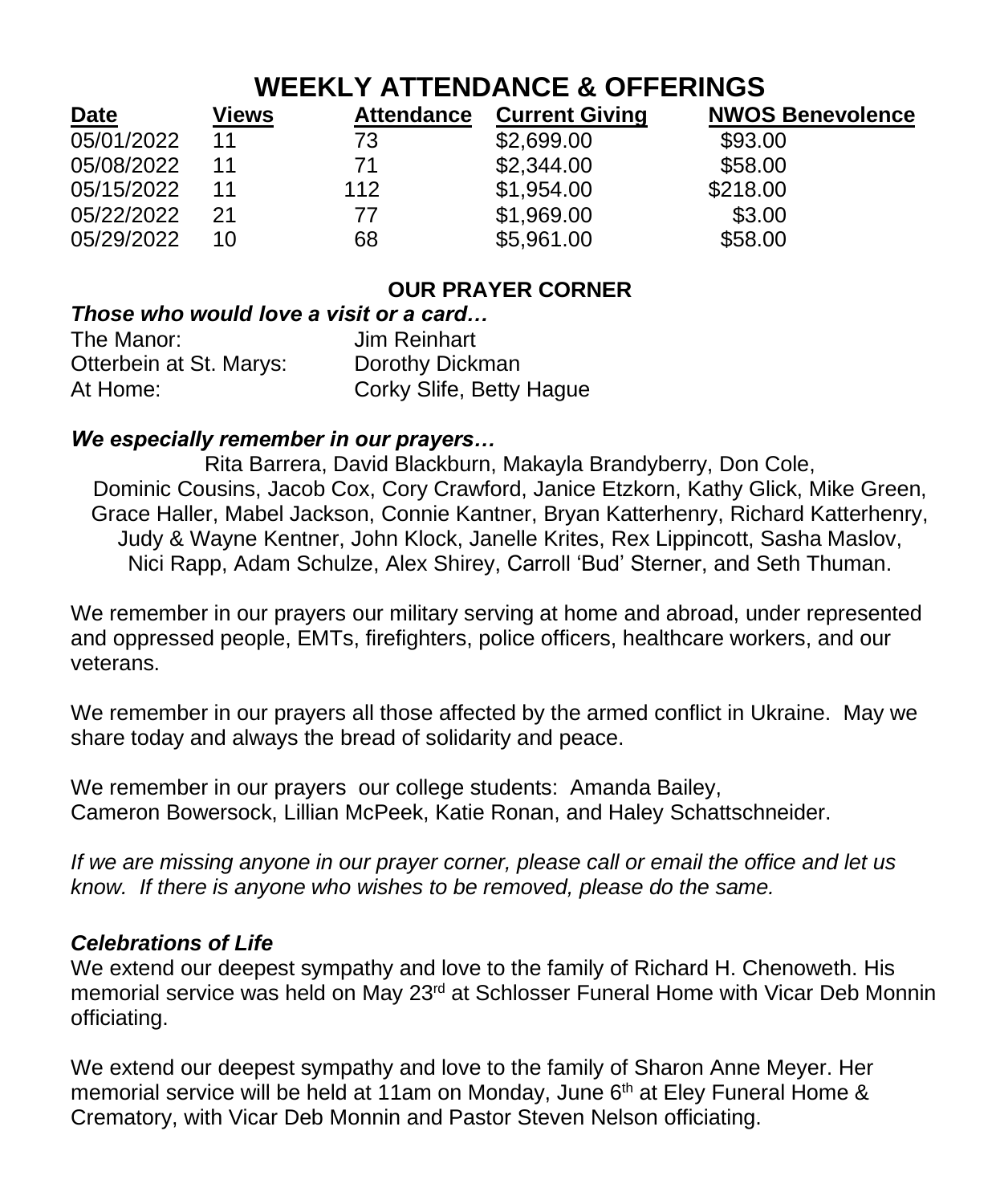# WEEKLY ATTENDANCE & OFFERINGS

| Date | Views | Attendance | Current Giving | NWOS Benevolence |
|---|---|---|---|---|
| 05/01/2022 | 11 | 73 | $2,699.00 | $93.00 |
| 05/08/2022 | 11 | 71 | $2,344.00 | $58.00 |
| 05/15/2022 | 11 | 112 | $1,954.00 | $218.00 |
| 05/22/2022 | 21 | 77 | $1,969.00 | $3.00 |
| 05/29/2022 | 10 | 68 | $5,961.00 | $58.00 |

## OUR PRAYER CORNER

***Those who would love a visit or a card…***

The Manor: Jim Reinhart
Otterbein at St. Marys: Dorothy Dickman
At Home: Corky Slife, Betty Hague

***We especially remember in our prayers…***

Rita Barrera, David Blackburn, Makayla Brandyberry, Don Cole, Dominic Cousins, Jacob Cox, Cory Crawford, Janice Etzkorn, Kathy Glick, Mike Green, Grace Haller, Mabel Jackson, Connie Kantner, Bryan Katterhenry, Richard Katterhenry, Judy & Wayne Kentner, John Klock, Janelle Krites, Rex Lippincott, Sasha Maslov, Nici Rapp, Adam Schulze, Alex Shirey, Carroll 'Bud' Sterner, and Seth Thuman.

We remember in our prayers our military serving at home and abroad, under represented and oppressed people, EMTs, firefighters, police officers, healthcare workers, and our veterans.

We remember in our prayers all those affected by the armed conflict in Ukraine. May we share today and always the bread of solidarity and peace.

We remember in our prayers our college students: Amanda Bailey, Cameron Bowersock, Lillian McPeek, Katie Ronan, and Haley Schattschneider.

*If we are missing anyone in our prayer corner, please call or email the office and let us know. If there is anyone who wishes to be removed, please do the same.*

***Celebrations of Life***

We extend our deepest sympathy and love to the family of Richard H. Chenoweth. His memorial service was held on May 23rd at Schlosser Funeral Home with Vicar Deb Monnin officiating.

We extend our deepest sympathy and love to the family of Sharon Anne Meyer. Her memorial service will be held at 11am on Monday, June 6th at Eley Funeral Home & Crematory, with Vicar Deb Monnin and Pastor Steven Nelson officiating.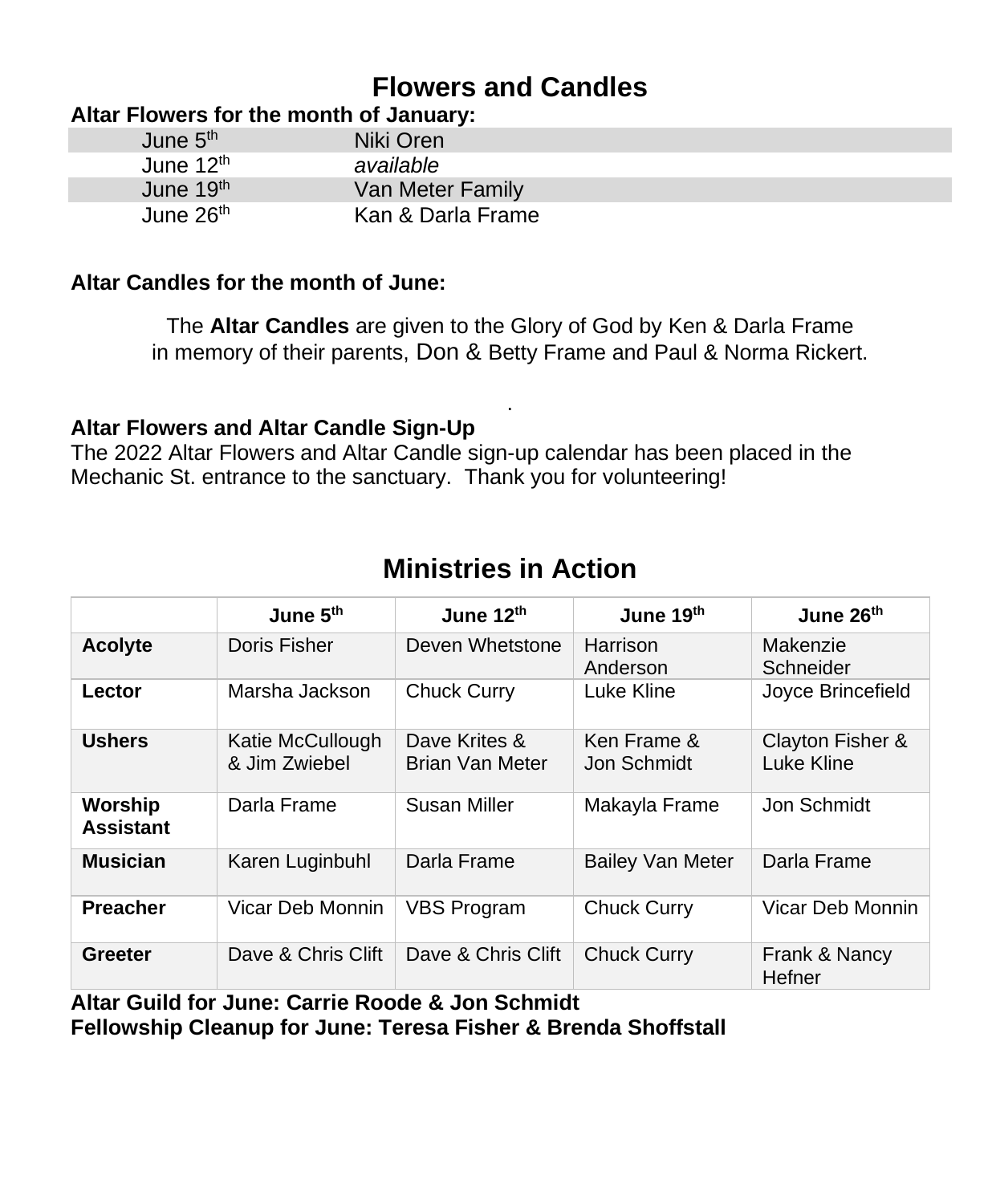# Flowers and Candles

**Altar Flowers for the month of January:**

| | |
|---|---|
| June 5th | Niki Oren |
| June 12th | *available* |
| June 19th | Van Meter Family |
| June 26th | Kan & Darla Frame |

**Altar Candles for the month of June:**

The **Altar Candles** are given to the Glory of God by Ken & Darla Frame in memory of their parents, Don & Betty Frame and Paul & Norma Rickert.

.

**Altar Flowers and Altar Candle Sign-Up**

The 2022 Altar Flowers and Altar Candle sign-up calendar has been placed in the Mechanic St. entrance to the sanctuary. Thank you for volunteering!

# Ministries in Action

| | June 5th | June 12th | June 19th | June 26th |
|---|---|---|---|---|
| **Acolyte** | Doris Fisher | Deven Whetstone | Harrison Anderson | Makenzie Schneider |
| **Lector** | Marsha Jackson | Chuck Curry | Luke Kline | Joyce Brincefield |
| **Ushers** | Katie McCullough & Jim Zwiebel | Dave Krites & Brian Van Meter | Ken Frame & Jon Schmidt | Clayton Fisher & Luke Kline |
| **Worship Assistant** | Darla Frame | Susan Miller | Makayla Frame | Jon Schmidt |
| **Musician** | Karen Luginbuhl | Darla Frame | Bailey Van Meter | Darla Frame |
| **Preacher** | Vicar Deb Monnin | VBS Program | Chuck Curry | Vicar Deb Monnin |
| **Greeter** | Dave & Chris Clift | Dave & Chris Clift | Chuck Curry | Frank & Nancy Hefner |

**Altar Guild for June: Carrie Roode & Jon Schmidt**

**Fellowship Cleanup for June: Teresa Fisher & Brenda Shoffstall**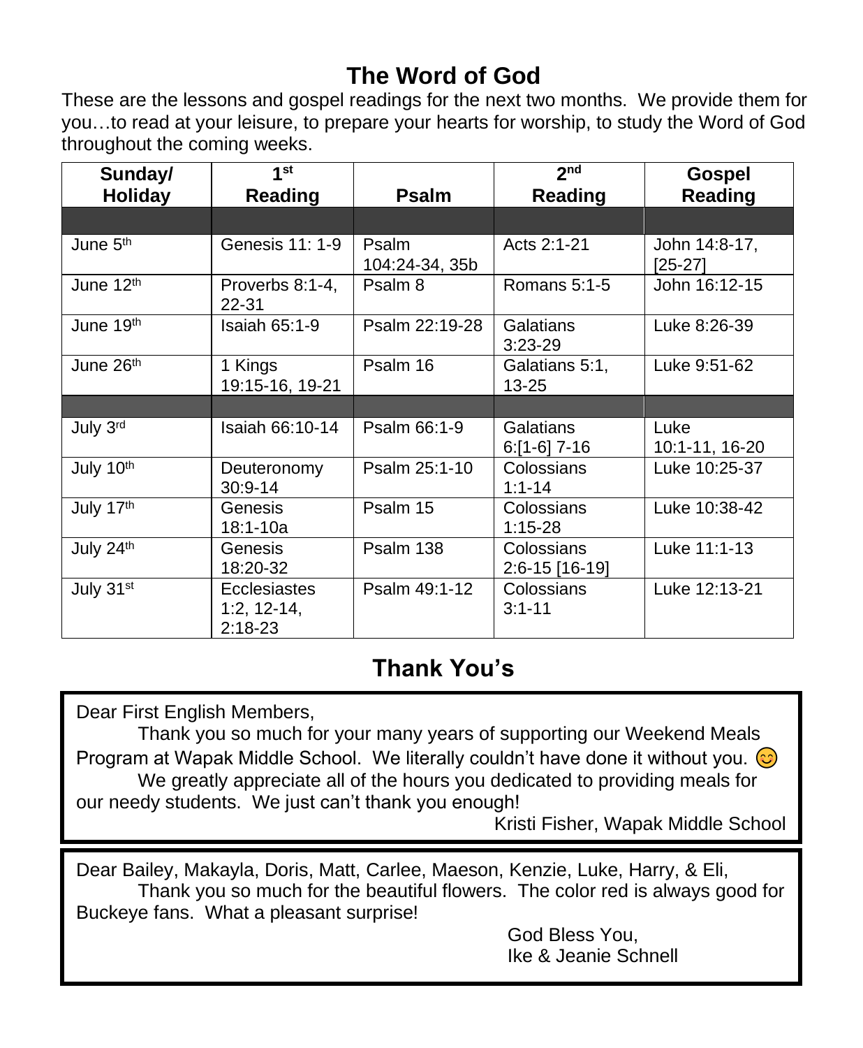# The Word of God

These are the lessons and gospel readings for the next two months. We provide them for you…to read at your leisure, to prepare your hearts for worship, to study the Word of God throughout the coming weeks.

| Sunday/ Holiday | 1st Reading | Psalm | 2nd Reading | Gospel Reading |
|---|---|---|---|---|
| | | | | |
| June 5th | Genesis 11: 1-9 | Psalm 104:24-34, 35b | Acts 2:1-21 | John 14:8-17, [25-27] |
| June 12th | Proverbs 8:1-4, 22-31 | Psalm 8 | Romans 5:1-5 | John 16:12-15 |
| June 19th | Isaiah 65:1-9 | Psalm 22:19-28 | Galatians 3:23-29 | Luke 8:26-39 |
| June 26th | 1 Kings 19:15-16, 19-21 | Psalm 16 | Galatians 5:1, 13-25 | Luke 9:51-62 |
| | | | | |
| July 3rd | Isaiah 66:10-14 | Psalm 66:1-9 | Galatians 6:[1-6] 7-16 | Luke 10:1-11, 16-20 |
| July 10th | Deuteronomy 30:9-14 | Psalm 25:1-10 | Colossians 1:1-14 | Luke 10:25-37 |
| July 17th | Genesis 18:1-10a | Psalm 15 | Colossians 1:15-28 | Luke 10:38-42 |
| July 24th | Genesis 18:20-32 | Psalm 138 | Colossians 2:6-15 [16-19] | Luke 11:1-13 |
| July 31st | Ecclesiastes 1:2, 12-14, 2:18-23 | Psalm 49:1-12 | Colossians 3:1-11 | Luke 12:13-21 |

# Thank You's

Dear First English Members,

Thank you so much for your many years of supporting our Weekend Meals Program at Wapak Middle School. We literally couldn't have done it without you. 😊

We greatly appreciate all of the hours you dedicated to providing meals for our needy students. We just can't thank you enough!

Kristi Fisher, Wapak Middle School

---

Dear Bailey, Makayla, Doris, Matt, Carlee, Maeson, Kenzie, Luke, Harry, & Eli,

Thank you so much for the beautiful flowers. The color red is always good for Buckeye fans. What a pleasant surprise!

God Bless You,
Ike & Jeanie Schnell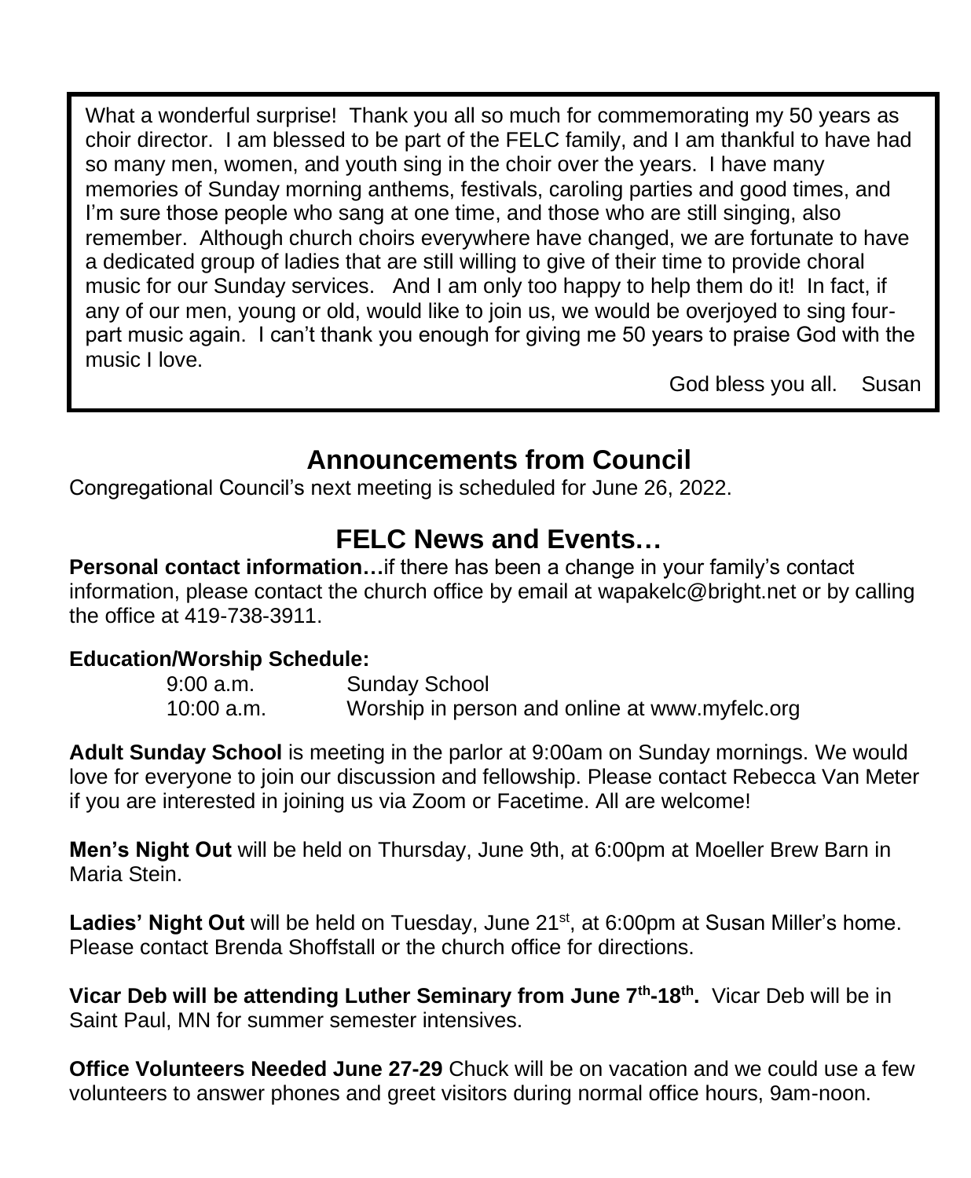What a wonderful surprise! Thank you all so much for commemorating my 50 years as choir director. I am blessed to be part of the FELC family, and I am thankful to have had so many men, women, and youth sing in the choir over the years. I have many memories of Sunday morning anthems, festivals, caroling parties and good times, and I'm sure those people who sang at one time, and those who are still singing, also remember. Although church choirs everywhere have changed, we are fortunate to have a dedicated group of ladies that are still willing to give of their time to provide choral music for our Sunday services. And I am only too happy to help them do it! In fact, if any of our men, young or old, would like to join us, we would be overjoyed to sing four-part music again. I can't thank you enough for giving me 50 years to praise God with the music I love.

God bless you all. Susan

## Announcements from Council

Congregational Council's next meeting is scheduled for June 26, 2022.

## FELC News and Events…

**Personal contact information…**if there has been a change in your family's contact information, please contact the church office by email at wapakelc@bright.net or by calling the office at 419-738-3911.

**Education/Worship Schedule:**

9:00 a.m. Sunday School
10:00 a.m. Worship in person and online at www.myfelc.org

**Adult Sunday School** is meeting in the parlor at 9:00am on Sunday mornings. We would love for everyone to join our discussion and fellowship. Please contact Rebecca Van Meter if you are interested in joining us via Zoom or Facetime. All are welcome!

**Men's Night Out** will be held on Thursday, June 9th, at 6:00pm at Moeller Brew Barn in Maria Stein.

**Ladies' Night Out** will be held on Tuesday, June 21st, at 6:00pm at Susan Miller's home. Please contact Brenda Shoffstall or the church office for directions.

**Vicar Deb will be attending Luther Seminary from June 7th-18th.** Vicar Deb will be in Saint Paul, MN for summer semester intensives.

**Office Volunteers Needed June 27-29** Chuck will be on vacation and we could use a few volunteers to answer phones and greet visitors during normal office hours, 9am-noon.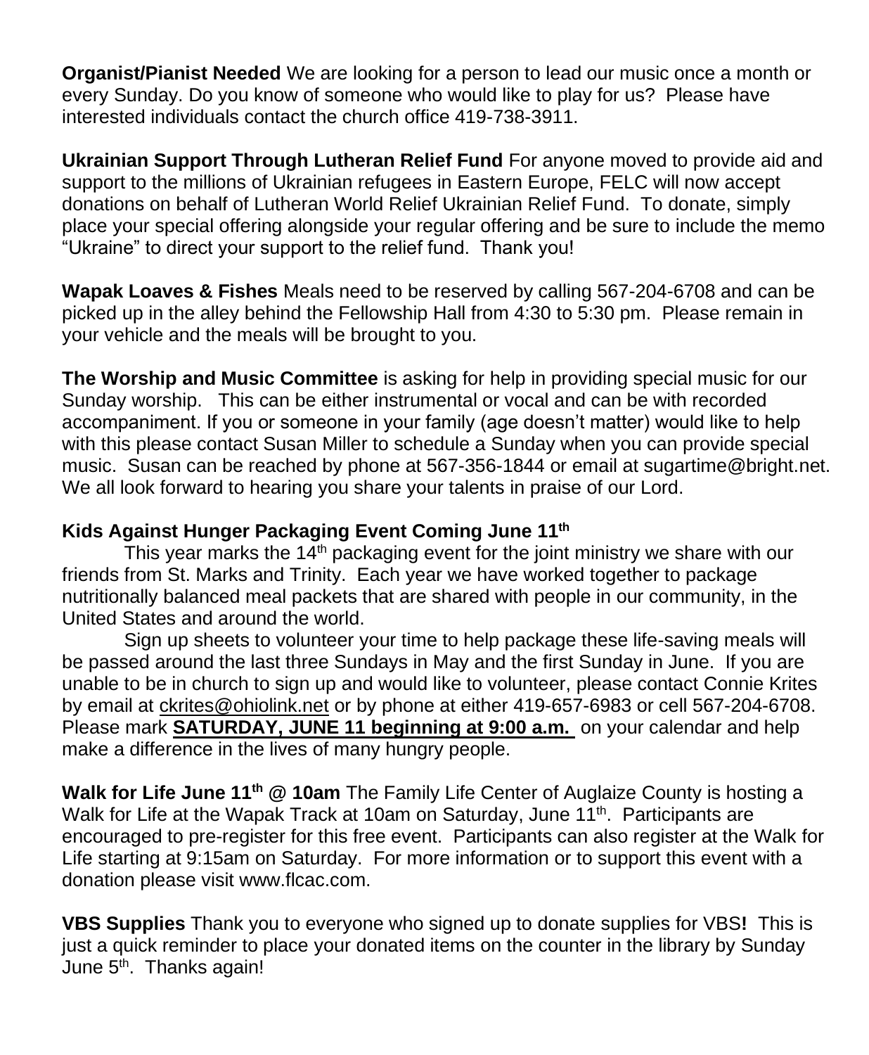**Organist/Pianist Needed** We are looking for a person to lead our music once a month or every Sunday. Do you know of someone who would like to play for us? Please have interested individuals contact the church office 419-738-3911.

**Ukrainian Support Through Lutheran Relief Fund** For anyone moved to provide aid and support to the millions of Ukrainian refugees in Eastern Europe, FELC will now accept donations on behalf of Lutheran World Relief Ukrainian Relief Fund. To donate, simply place your special offering alongside your regular offering and be sure to include the memo "Ukraine" to direct your support to the relief fund. Thank you!

**Wapak Loaves & Fishes** Meals need to be reserved by calling 567-204-6708 and can be picked up in the alley behind the Fellowship Hall from 4:30 to 5:30 pm. Please remain in your vehicle and the meals will be brought to you.

**The Worship and Music Committee** is asking for help in providing special music for our Sunday worship. This can be either instrumental or vocal and can be with recorded accompaniment. If you or someone in your family (age doesn't matter) would like to help with this please contact Susan Miller to schedule a Sunday when you can provide special music. Susan can be reached by phone at 567-356-1844 or email at sugartime@bright.net. We all look forward to hearing you share your talents in praise of our Lord.

**Kids Against Hunger Packaging Event Coming June 11th**

This year marks the 14th packaging event for the joint ministry we share with our friends from St. Marks and Trinity. Each year we have worked together to package nutritionally balanced meal packets that are shared with people in our community, in the United States and around the world.

Sign up sheets to volunteer your time to help package these life-saving meals will be passed around the last three Sundays in May and the first Sunday in June. If you are unable to be in church to sign up and would like to volunteer, please contact Connie Krites by email at ckrites@ohiolink.net or by phone at either 419-657-6983 or cell 567-204-6708. Please mark **SATURDAY, JUNE 11 beginning at 9:00 a.m.** on your calendar and help make a difference in the lives of many hungry people.

**Walk for Life June 11th @ 10am** The Family Life Center of Auglaize County is hosting a Walk for Life at the Wapak Track at 10am on Saturday, June 11th. Participants are encouraged to pre-register for this free event. Participants can also register at the Walk for Life starting at 9:15am on Saturday. For more information or to support this event with a donation please visit www.flcac.com.

**VBS Supplies** Thank you to everyone who signed up to donate supplies for VBS**!** This is just a quick reminder to place your donated items on the counter in the library by Sunday June 5th. Thanks again!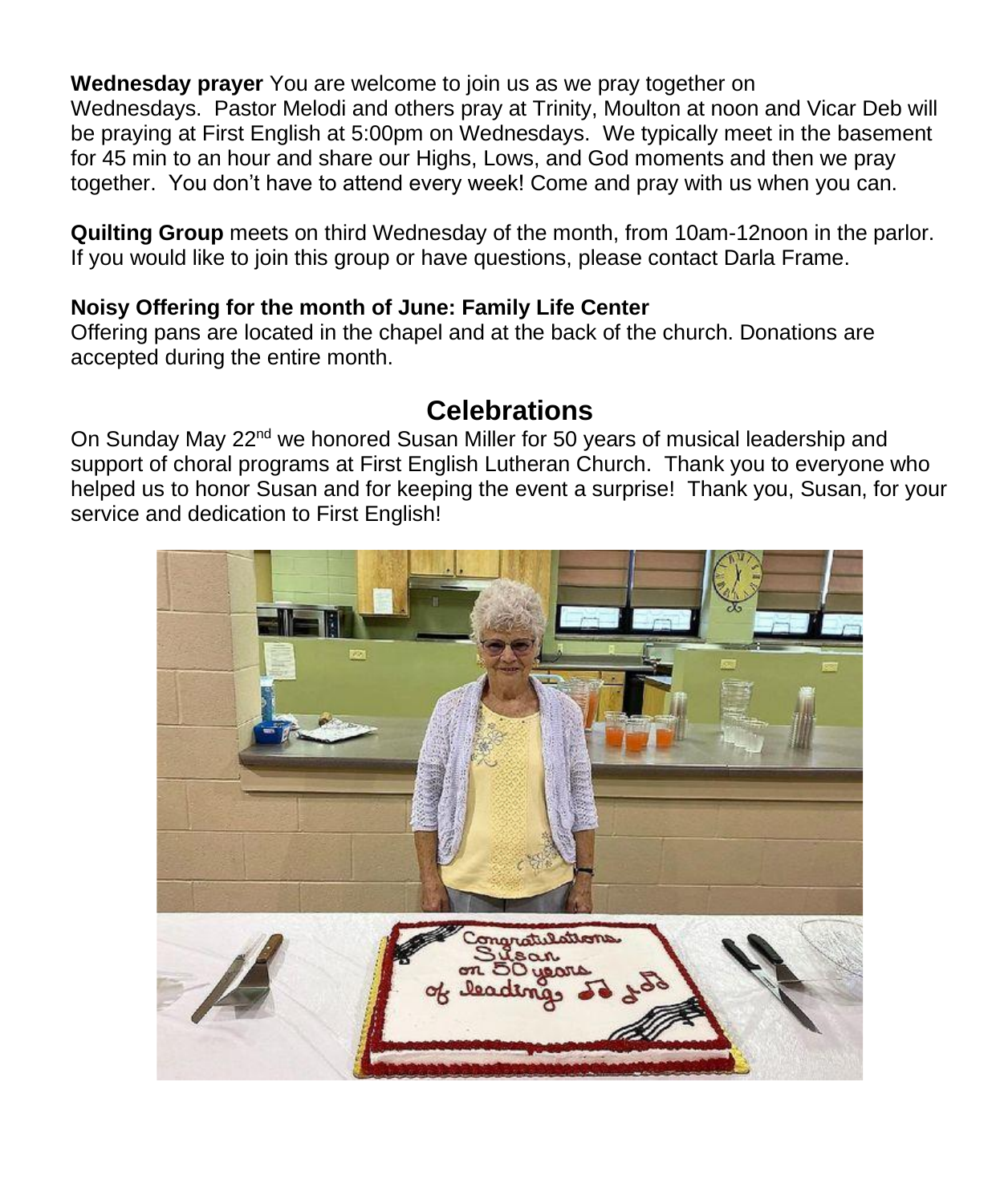**Wednesday prayer** You are welcome to join us as we pray together on Wednesdays. Pastor Melodi and others pray at Trinity, Moulton at noon and Vicar Deb will be praying at First English at 5:00pm on Wednesdays. We typically meet in the basement for 45 min to an hour and share our Highs, Lows, and God moments and then we pray together. You don't have to attend every week! Come and pray with us when you can.

**Quilting Group** meets on third Wednesday of the month, from 10am-12noon in the parlor. If you would like to join this group or have questions, please contact Darla Frame.

**Noisy Offering for the month of June: Family Life Center**
Offering pans are located in the chapel and at the back of the church. Donations are accepted during the entire month.

## Celebrations

On Sunday May 22nd we honored Susan Miller for 50 years of musical leadership and support of choral programs at First English Lutheran Church. Thank you to everyone who helped us to honor Susan and for keeping the event a surprise! Thank you, Susan, for your service and dedication to First English!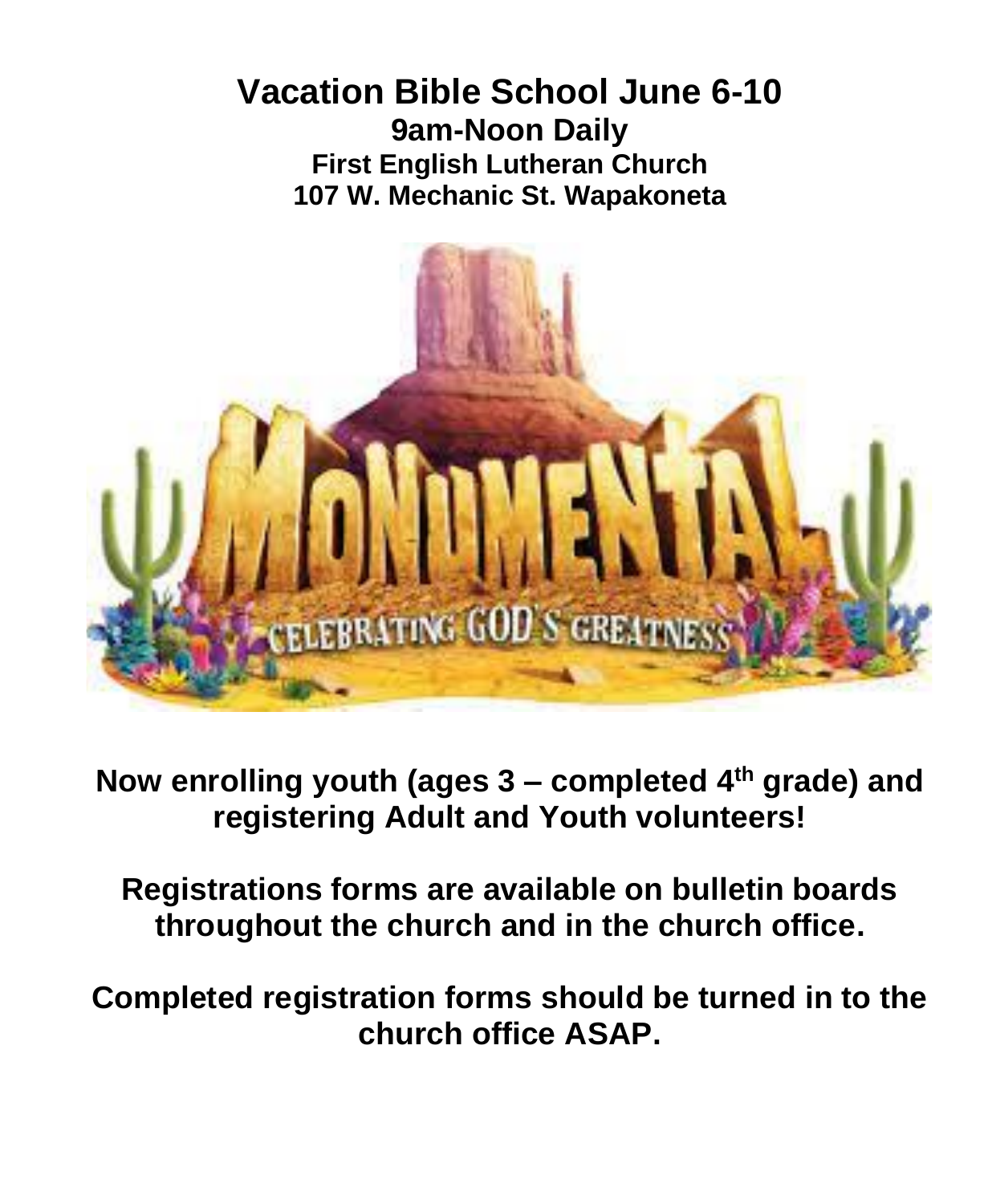# Vacation Bible School June 6-10

## 9am-Noon Daily

### First English Lutheran Church

### 107 W. Mechanic St. Wapakoneta

**Now enrolling youth (ages 3 – completed 4th grade) and registering Adult and Youth volunteers!**

**Registrations forms are available on bulletin boards throughout the church and in the church office.**

**Completed registration forms should be turned in to the church office ASAP.**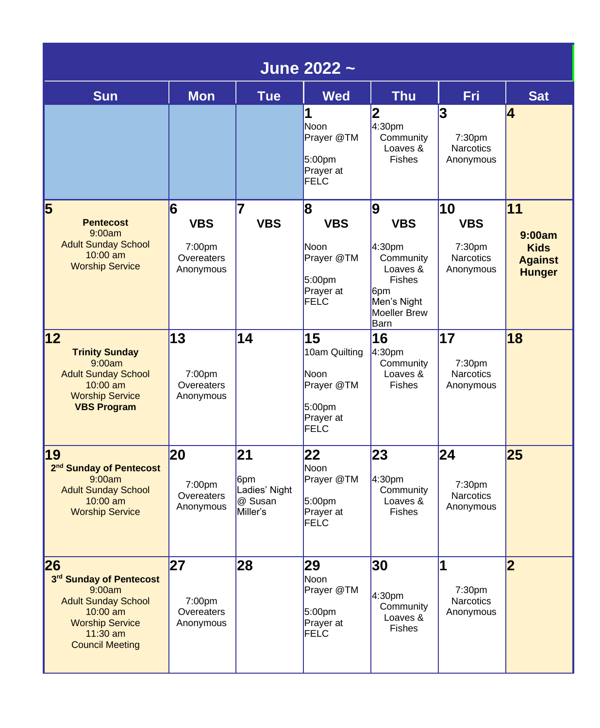# June 2022 ~

| Sun | Mon | Tue | Wed | Thu | Fri | Sat |
|---|---|---|---|---|---|---|
| | | | **1** Noon Prayer @TM 5:00pm Prayer at FELC | **2** 4:30pm Community Loaves & Fishes | **3** 7:30pm Narcotics Anonymous | **4** |
| **5** **Pentecost** 9:00am Adult Sunday School 10:00 am Worship Service | **6** **VBS** 7:00pm Overeaters Anonymous | **7** **VBS** | **8** **VBS** Noon Prayer @TM 5:00pm Prayer at FELC | **9** **VBS** 4:30pm Community Loaves & Fishes 6pm Men's Night Moeller Brew Barn | **10** **VBS** 7:30pm Narcotics Anonymous | **11** **9:00am Kids Against Hunger** |
| **12** **Trinity Sunday** 9:00am Adult Sunday School 10:00 am Worship Service **VBS Program** | **13** 7:00pm Overeaters Anonymous | **14** | **15** 10am Quilting Noon Prayer @TM 5:00pm Prayer at FELC | **16** 4:30pm Community Loaves & Fishes | **17** 7:30pm Narcotics Anonymous | **18** |
| **19** **2nd Sunday of Pentecost** 9:00am Adult Sunday School 10:00 am Worship Service | **20** 7:00pm Overeaters Anonymous | **21** 6pm Ladies' Night @ Susan Miller's | **22** Noon Prayer @TM 5:00pm Prayer at FELC | **23** 4:30pm Community Loaves & Fishes | **24** 7:30pm Narcotics Anonymous | **25** |
| **26** **3rd Sunday of Pentecost** 9:00am Adult Sunday School 10:00 am Worship Service 11:30 am Council Meeting | **27** 7:00pm Overeaters Anonymous | **28** | **29** Noon Prayer @TM 5:00pm Prayer at FELC | **30** 4:30pm Community Loaves & Fishes | **1** 7:30pm Narcotics Anonymous | **2** |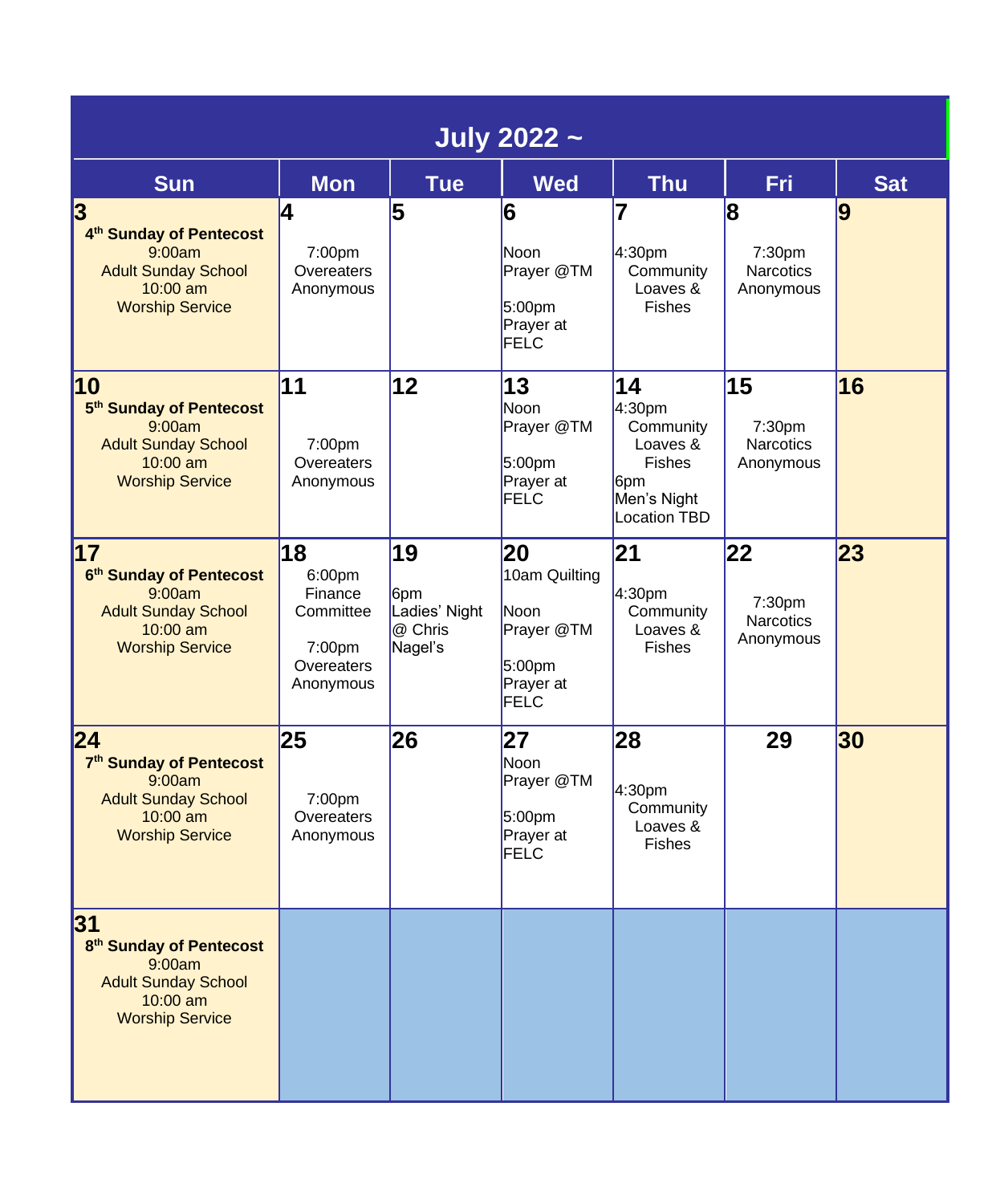# July 2022 ~

| Sun | Mon | Tue | Wed | Thu | Fri | Sat |
|---|---|---|---|---|---|---|
| **3** **4th Sunday of Pentecost** 9:00am Adult Sunday School 10:00 am Worship Service | **4** 7:00pm Overeaters Anonymous | **5** | **6** Noon Prayer @TM 5:00pm Prayer at FELC | **7** 4:30pm Community Loaves & Fishes | **8** 7:30pm Narcotics Anonymous | **9** |
| **10** **5th Sunday of Pentecost** 9:00am Adult Sunday School 10:00 am Worship Service | **11** 7:00pm Overeaters Anonymous | **12** | **13** Noon Prayer @TM 5:00pm Prayer at FELC | **14** 4:30pm Community Loaves & Fishes 6pm Men's Night Location TBD | **15** 7:30pm Narcotics Anonymous | **16** |
| **17** **6th Sunday of Pentecost** 9:00am Adult Sunday School 10:00 am Worship Service | **18** 6:00pm Finance Committee 7:00pm Overeaters Anonymous | **19** 6pm Ladies' Night @ Chris Nagel's | **20** 10am Quilting Noon Prayer @TM 5:00pm Prayer at FELC | **21** 4:30pm Community Loaves & Fishes | **22** 7:30pm Narcotics Anonymous | **23** |
| **24** **7th Sunday of Pentecost** 9:00am Adult Sunday School 10:00 am Worship Service | **25** 7:00pm Overeaters Anonymous | **26** | **27** Noon Prayer @TM 5:00pm Prayer at FELC | **28** 4:30pm Community Loaves & Fishes | **29** | **30** |
| **31** **8th Sunday of Pentecost** 9:00am Adult Sunday School 10:00 am Worship Service | | | | | | |